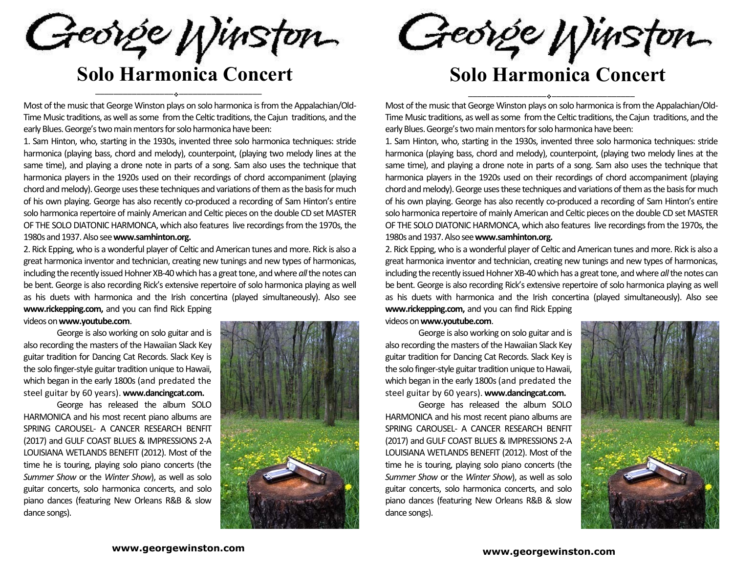# George Winston

## Solo Harmonica Concert

Most of the music that George Winston plays on solo harmonica is from the Appalachian/Old-Time Music traditions, as well as some from the Celtic traditions, the Cajun traditions, and the early Blues. George's two main mentors for solo harmonica have been:

1. Sam Hinton, who, starting in the 1930s, invented three solo harmonica techniques: stride harmonica (playing bass, chord and melody), counterpoint, (playing two melody lines at the same time), and playing a drone note in parts of a song. Sam also uses the technique that harmonica players in the 1920s used on their recordings of chord accompaniment (playing chord and melody). George uses these techniques and variations of them as the basis for much of his own playing. George has also recently co-produced a recording of Sam Hinton's entire solo harmonica repertoire of mainly American and Celtic pieces on the double CD set MASTER OF THE SOLO DIATONIC HARMONCA, which also features live recordings from the 1970s, the 1980s and 1937. Also see **www.samhinton.org.**

2. Rick Epping, who is a wonderful player of Celtic and American tunes and more. Rick is also a great harmonica inventor and technician, creating new tunings and new types of harmonicas, including the recently issued Hohner XB-40 which has a great tone, and where *all* the notes can be bent. George is also recording Rick's extensive repertoire of solo harmonica playing as well as his duets with harmonica and the Irish concertina (played simultaneously). Also see **www.rickepping.com,** and you can find Rick Epping videos on **www.youtube.com**.

George is also working on solo guitar and is also recording the masters of the Hawaiian Slack Key guitar tradition for Dancing Cat Records. Slack Key is the solo finger-style guitar tradition unique to Hawaii, which began in the early 1800s (and predated the steel guitar by 60 years). **www.dancingcat.com.**

George has released the album SOLO HARMONICA and his most recent piano albums are SPRING CAROUSEL- A CANCER RESEARCH BENFIT (2017) and GULF COAST BLUES & IMPRESSIONS 2-A LOUISIANA WETLANDS BENEFIT (2012). Most of the time he is touring, playing solo piano concerts (the *Summer Show* or the *Winter Show*), as well as solo guitar concerts, solo harmonica concerts, and solo piano dances (featuring New Orleans R&B & slow dance songs).

**www.georgewinston.com**

# George Winston

## Solo Harmonica Concert

Most of the music that George Winston plays on solo harmonica is from the Appalachian/Old-Time Music traditions, as well as some from the Celtic traditions, the Cajun traditions, and the early Blues. George's two main mentors for solo harmonica have been:

1. Sam Hinton, who, starting in the 1930s, invented three solo harmonica techniques: stride harmonica (playing bass, chord and melody), counterpoint, (playing two melody lines at the same time), and playing a drone note in parts of a song. Sam also uses the technique that harmonica players in the 1920s used on their recordings of chord accompaniment (playing chord and melody). George uses these techniques and variations of them as the basis for much of his own playing. George has also recently co-produced a recording of Sam Hinton's entire solo harmonica repertoire of mainly American and Celtic pieces on the double CD set MASTER OF THE SOLO DIATONIC HARMONCA, which also features live recordings from the 1970s, the 1980s and 1937. Also see **www.samhinton.org.**

2. Rick Epping, who is a wonderful player of Celtic and American tunes and more. Rick is also a great harmonica inventor and technician, creating new tunings and new types of harmonicas, including the recently issued Hohner XB-40 which has a great tone, and where *all* the notes can be bent. George is also recording Rick's extensive repertoire of solo harmonica playing as well as his duets with harmonica and the Irish concertina (played simultaneously). Also see **www.rickepping.com,** and you can find Rick Epping videos on **www.youtube.com**.

George is also working on solo guitar and is also recording the masters of the Hawaiian Slack Key guitar tradition for Dancing Cat Records. Slack Key is the solo finger-style guitar tradition unique to Hawaii, which began in the early 1800s (and predated the steel guitar by 60 years). **www.dancingcat.com.**

George has released the album SOLO HARMONICA and his most recent piano albums are SPRING CAROUSEL- A CANCER RESEARCH BENFIT (2017) and GULF COAST BLUES & IMPRESSIONS 2-A LOUISIANA WETLANDS BENEFIT (2012). Most of the time he is touring, playing solo piano concerts (the *Summer Show* or the *Winter Show*), as well as solo guitar concerts, solo harmonica concerts, and solo piano dances (featuring New Orleans R&B & slow dance songs).

**www.georgewinston.com**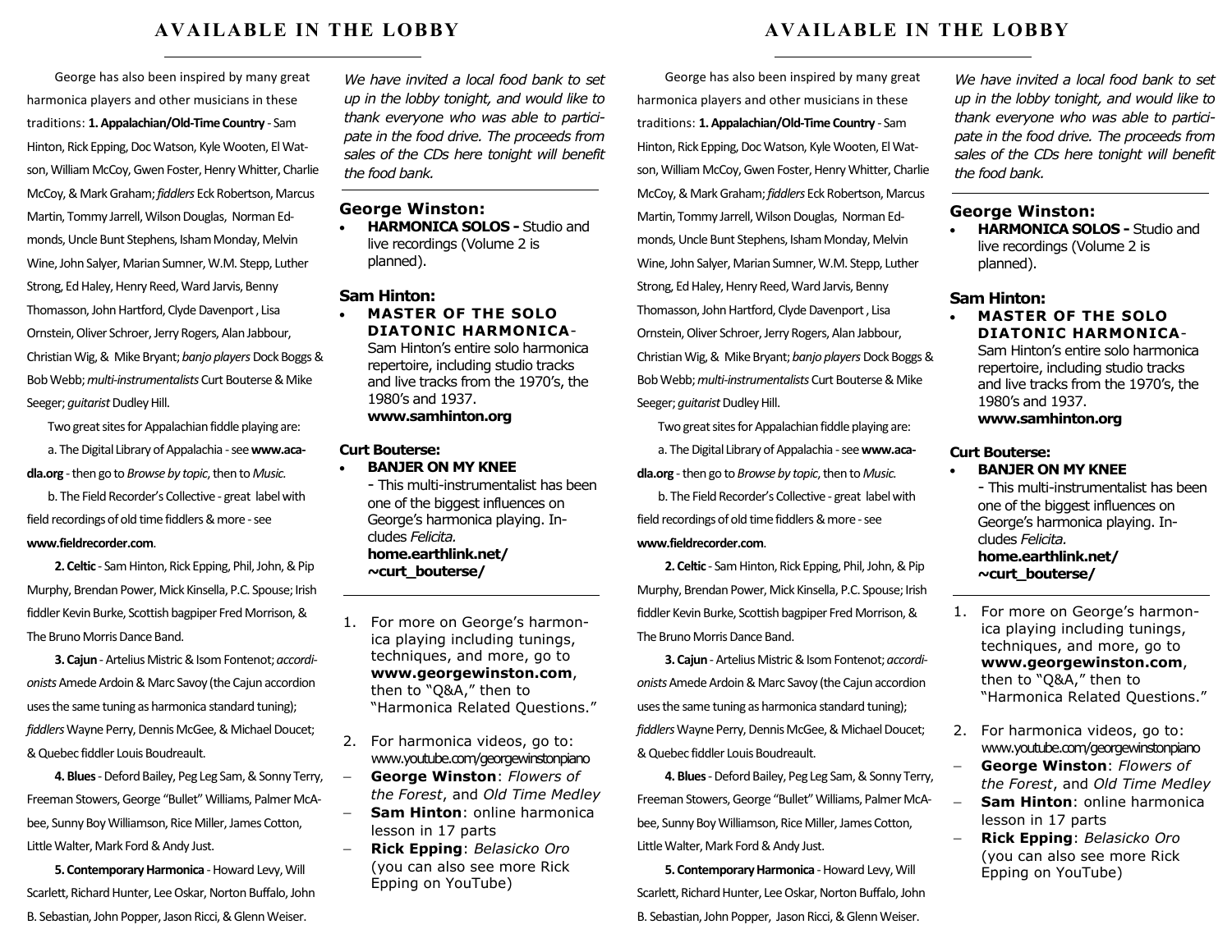## AVAILABLE IN THE LOBBY

George has also been inspired by many great harmonica players and other musicians in these traditions: **1. Appalachian/Old-Time Country** - Sam Hinton, Rick Epping, Doc Watson, Kyle Wooten, El Watson, William McCoy, Gwen Foster, Henry Whitter, Charlie McCoy, & Mark Graham; *fiddlers* Eck Robertson, Marcus Martin, Tommy Jarrell, Wilson Douglas, Norman Edmonds, Uncle Bunt Stephens, Isham Monday, Melvin Wine, John Salyer, Marian Sumner, W.M. Stepp, Luther Strong, Ed Haley, Henry Reed, Ward Jarvis, Benny Thomasson, John Hartford, Clyde Davenport , Lisa Ornstein, Oliver Schroer, Jerry Rogers, Alan Jabbour, Christian Wig, & Mike Bryant; *banjo players* Dock Boggs & Bob Webb; *multi-instrumentalists* Curt Bouterse & Mike Seeger; *guitarist* Dudley Hill.

Two great sites for Appalachian fiddle playing are:

a. The Digital Library of Appalachia - see **www.aca-dla.org** - then go to *Browse by topic*, then to *Music.*

b. The Field Recorder's Collective - great label with field recordings of old time fiddlers & more - see **www.fieldrecorder.com**.

**2. Celtic** - Sam Hinton, Rick Epping, Phil, John, & Pip Murphy, Brendan Power, Mick Kinsella, P.C. Spouse; Irish fiddler Kevin Burke, Scottish bagpiper Fred Morrison, & The Bruno Morris Dance Band.

**3. Cajun** - Artelius Mistric & Isom Fontenot; *accordionists* Amede Ardoin & Marc Savoy (the Cajun accordion uses the same tuning as harmonica standard tuning); *fiddlers* Wayne Perry, Dennis McGee, & Michael Doucet; & Quebec fiddler Louis Boudreault.

**4. Blues** - Deford Bailey, Peg Leg Sam, & Sonny Terry, Freeman Stowers, George "Bullet" Williams, Palmer McAbee, Sunny Boy Williamson, Rice Miller, James Cotton, Little Walter, Mark Ford & Andy Just.

**5. Contemporary Harmonica** - Howard Levy, Will Scarlett, Richard Hunter, Lee Oskar, Norton Buffalo, John B. Sebastian, John Popper, Jason Ricci, & Glenn Weiser.

*We have invited a local food bank to set up in the lobby tonight, and would like to thank everyone who was able to participate in the food drive. The proceeds from sales of the CDs here tonight will benefit the food bank.*

---

### George Winston:

- **HARMONICA SOLOS -** Studio and live recordings (Volume 2 is planned).

### Sam Hinton:

- **MASTER OF THE SOLO DIATONIC HARMONICA**- Sam Hinton's entire solo harmonica repertoire, including studio tracks and live tracks from the 1970's, the 1980's and 1937. **www.samhinton.org**

### Curt Bouterse:

- **BANJER ON MY KNEE** - This multi-instrumentalist has been one of the biggest influences on George's harmonica playing. Includes *Felicita.* **home.earthlink.net/~curt_bouterse/**

---

1. For more on George's harmonica playing including tunings, techniques, and more, go to **www.georgewinston.com**, then to "Q&A," then to "Harmonica Related Questions."

2. For harmonica videos, go to: www.youtube.com/georgewinstonpiano
   - **George Winston**: *Flowers of the Forest*, and *Old Time Medley*
   - **Sam Hinton**: online harmonica lesson in 17 parts
   - **Rick Epping**: *Belasicko Oro* (you can also see more Rick Epping on YouTube)

## AVAILABLE IN THE LOBBY

George has also been inspired by many great harmonica players and other musicians in these traditions: **1. Appalachian/Old-Time Country** - Sam Hinton, Rick Epping, Doc Watson, Kyle Wooten, El Watson, William McCoy, Gwen Foster, Henry Whitter, Charlie McCoy, & Mark Graham; *fiddlers* Eck Robertson, Marcus Martin, Tommy Jarrell, Wilson Douglas, Norman Edmonds, Uncle Bunt Stephens, Isham Monday, Melvin Wine, John Salyer, Marian Sumner, W.M. Stepp, Luther Strong, Ed Haley, Henry Reed, Ward Jarvis, Benny Thomasson, John Hartford, Clyde Davenport , Lisa Ornstein, Oliver Schroer, Jerry Rogers, Alan Jabbour, Christian Wig, & Mike Bryant; *banjo players* Dock Boggs & Bob Webb; *multi-instrumentalists* Curt Bouterse & Mike Seeger; *guitarist* Dudley Hill.

Two great sites for Appalachian fiddle playing are:

a. The Digital Library of Appalachia - see **www.aca-dla.org** - then go to *Browse by topic*, then to *Music.*

b. The Field Recorder's Collective - great label with field recordings of old time fiddlers & more - see **www.fieldrecorder.com**.

**2. Celtic** - Sam Hinton, Rick Epping, Phil, John, & Pip Murphy, Brendan Power, Mick Kinsella, P.C. Spouse; Irish fiddler Kevin Burke, Scottish bagpiper Fred Morrison, & The Bruno Morris Dance Band.

**3. Cajun** - Artelius Mistric & Isom Fontenot; *accordionists* Amede Ardoin & Marc Savoy (the Cajun accordion uses the same tuning as harmonica standard tuning); *fiddlers* Wayne Perry, Dennis McGee, & Michael Doucet; & Quebec fiddler Louis Boudreault.

**4. Blues** - Deford Bailey, Peg Leg Sam, & Sonny Terry, Freeman Stowers, George "Bullet" Williams, Palmer McAbee, Sunny Boy Williamson, Rice Miller, James Cotton, Little Walter, Mark Ford & Andy Just.

**5. Contemporary Harmonica** - Howard Levy, Will Scarlett, Richard Hunter, Lee Oskar, Norton Buffalo, John B. Sebastian, John Popper, Jason Ricci, & Glenn Weiser.

*We have invited a local food bank to set up in the lobby tonight, and would like to thank everyone who was able to participate in the food drive. The proceeds from sales of the CDs here tonight will benefit the food bank.*

---

### George Winston:

- **HARMONICA SOLOS -** Studio and live recordings (Volume 2 is planned).

### Sam Hinton:

- **MASTER OF THE SOLO DIATONIC HARMONICA**- Sam Hinton's entire solo harmonica repertoire, including studio tracks and live tracks from the 1970's, the 1980's and 1937. **www.samhinton.org**

### Curt Bouterse:

- **BANJER ON MY KNEE** - This multi-instrumentalist has been one of the biggest influences on George's harmonica playing. Includes *Felicita.* **home.earthlink.net/~curt_bouterse/**

---

1. For more on George's harmonica playing including tunings, techniques, and more, go to **www.georgewinston.com**, then to "Q&A," then to "Harmonica Related Questions."

2. For harmonica videos, go to: www.youtube.com/georgewinstonpiano
   - **George Winston**: *Flowers of the Forest*, and *Old Time Medley*
   - **Sam Hinton**: online harmonica lesson in 17 parts
   - **Rick Epping**: *Belasicko Oro* (you can also see more Rick Epping on YouTube)